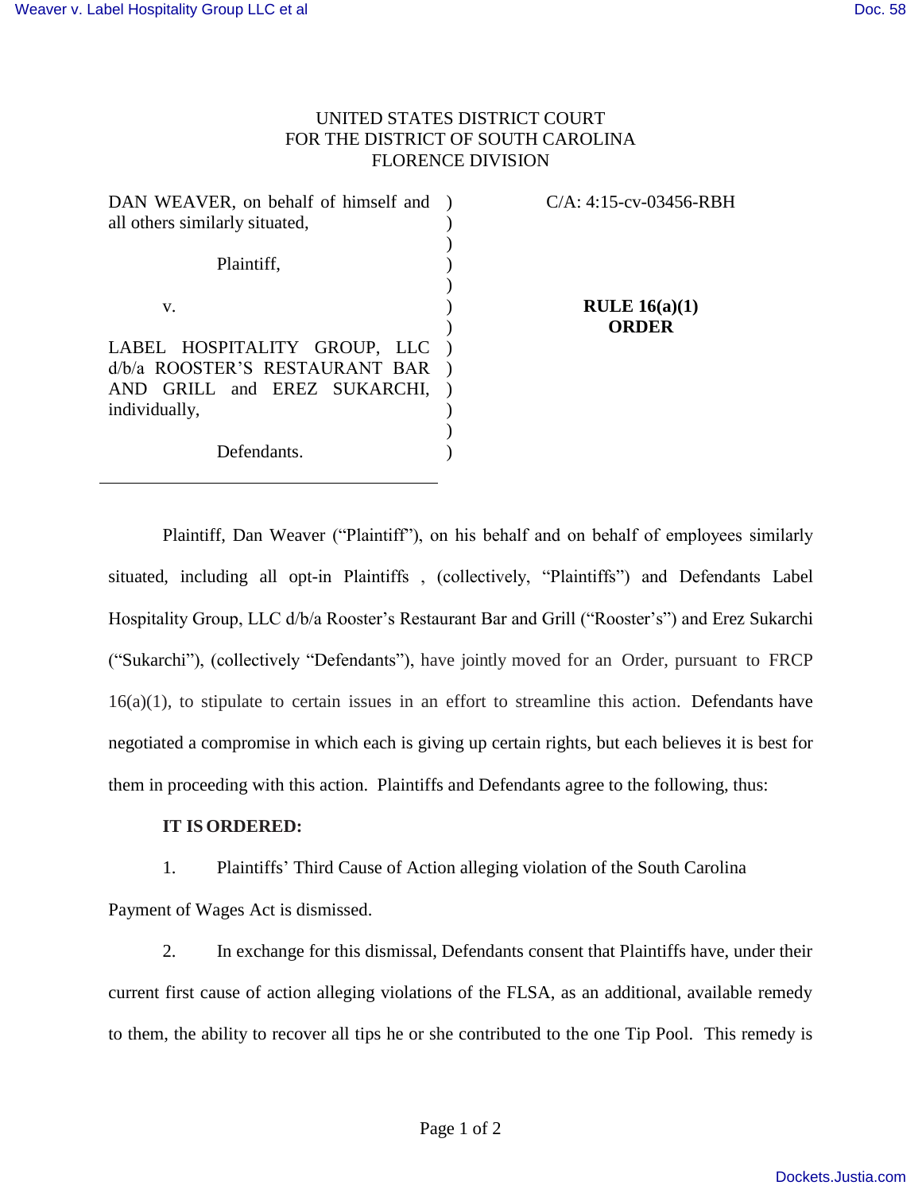UNITED STATES DISTRICT COURT
FOR THE DISTRICT OF SOUTH CAROLINA
FLORENCE DIVISION

| | | |
|---|---|---|
| DAN WEAVER, on behalf of himself and all others similarly situated,<br><br>Plaintiff,<br><br>v.<br><br>LABEL HOSPITALITY GROUP, LLC d/b/a ROOSTER'S RESTAURANT BAR AND GRILL and EREZ SUKARCHI, individually,<br><br>Defendants. | ) | C/A: 4:15-cv-03456-RBH<br><br>**RULE 16(a)(1) ORDER** |

Plaintiff, Dan Weaver ("Plaintiff"), on his behalf and on behalf of employees similarly situated, including all opt-in Plaintiffs , (collectively, "Plaintiffs") and Defendants Label Hospitality Group, LLC d/b/a Rooster's Restaurant Bar and Grill ("Rooster's") and Erez Sukarchi ("Sukarchi"), (collectively "Defendants"), have jointly moved for an Order, pursuant to FRCP 16(a)(1), to stipulate to certain issues in an effort to streamline this action. Defendants have negotiated a compromise in which each is giving up certain rights, but each believes it is best for them in proceeding with this action. Plaintiffs and Defendants agree to the following, thus:

**IT IS ORDERED:**

1. Plaintiffs' Third Cause of Action alleging violation of the South Carolina Payment of Wages Act is dismissed.

2. In exchange for this dismissal, Defendants consent that Plaintiffs have, under their current first cause of action alleging violations of the FLSA, as an additional, available remedy to them, the ability to recover all tips he or she contributed to the one Tip Pool. This remedy is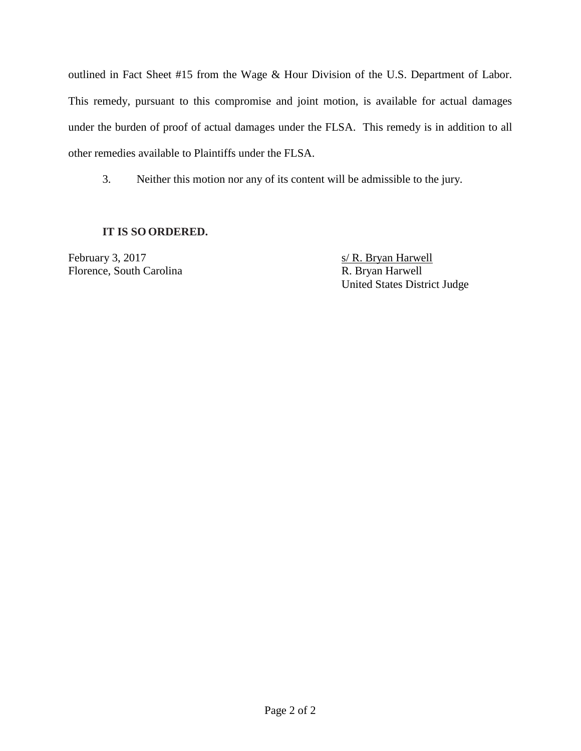outlined in Fact Sheet #15 from the Wage & Hour Division of the U.S. Department of Labor. This remedy, pursuant to this compromise and joint motion, is available for actual damages under the burden of proof of actual damages under the FLSA. This remedy is in addition to all other remedies available to Plaintiffs under the FLSA.

3. Neither this motion nor any of its content will be admissible to the jury.

**IT IS SO ORDERED.**

February 3, 2017
Florence, South Carolina

s/ R. Bryan Harwell
R. Bryan Harwell
United States District Judge